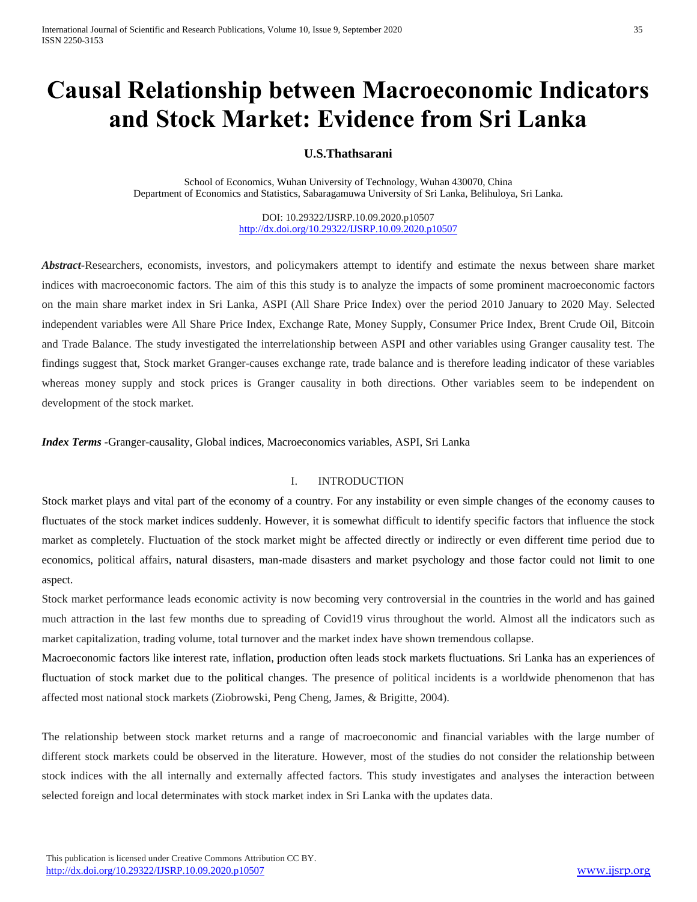# Causal Relationship between Macroeconomic Indicators and Stock Market: Evidence from Sri Lanka

**U.S.Thathsarani**

School of Economics, Wuhan University of Technology, Wuhan 430070, China
Department of Economics and Statistics, Sabaragamuwa University of Sri Lanka, Belihuloya, Sri Lanka.

DOI: 10.29322/IJSRP.10.09.2020.p10507
http://dx.doi.org/10.29322/IJSRP.10.09.2020.p10507

***Abstract*****-**Researchers, economists, investors, and policymakers attempt to identify and estimate the nexus between share market indices with macroeconomic factors. The aim of this this study is to analyze the impacts of some prominent macroeconomic factors on the main share market index in Sri Lanka, ASPI (All Share Price Index) over the period 2010 January to 2020 May. Selected independent variables were All Share Price Index, Exchange Rate, Money Supply, Consumer Price Index, Brent Crude Oil, Bitcoin and Trade Balance. The study investigated the interrelationship between ASPI and other variables using Granger causality test. The findings suggest that, Stock market Granger-causes exchange rate, trade balance and is therefore leading indicator of these variables whereas money supply and stock prices is Granger causality in both directions. Other variables seem to be independent on development of the stock market.

***Index Terms*** **-**Granger-causality, Global indices, Macroeconomics variables, ASPI, Sri Lanka

## I. INTRODUCTION

Stock market plays and vital part of the economy of a country. For any instability or even simple changes of the economy causes to fluctuates of the stock market indices suddenly. However, it is somewhat difficult to identify specific factors that influence the stock market as completely. Fluctuation of the stock market might be affected directly or indirectly or even different time period due to economics, political affairs, natural disasters, man-made disasters and market psychology and those factor could not limit to one aspect.

Stock market performance leads economic activity is now becoming very controversial in the countries in the world and has gained much attraction in the last few months due to spreading of Covid19 virus throughout the world. Almost all the indicators such as market capitalization, trading volume, total turnover and the market index have shown tremendous collapse.

Macroeconomic factors like interest rate, inflation, production often leads stock markets fluctuations. Sri Lanka has an experiences of fluctuation of stock market due to the political changes. The presence of political incidents is a worldwide phenomenon that has affected most national stock markets (Ziobrowski, Peng Cheng, James, & Brigitte, 2004).

The relationship between stock market returns and a range of macroeconomic and financial variables with the large number of different stock markets could be observed in the literature. However, most of the studies do not consider the relationship between stock indices with the all internally and externally affected factors. This study investigates and analyses the interaction between selected foreign and local determinates with stock market index in Sri Lanka with the updates data.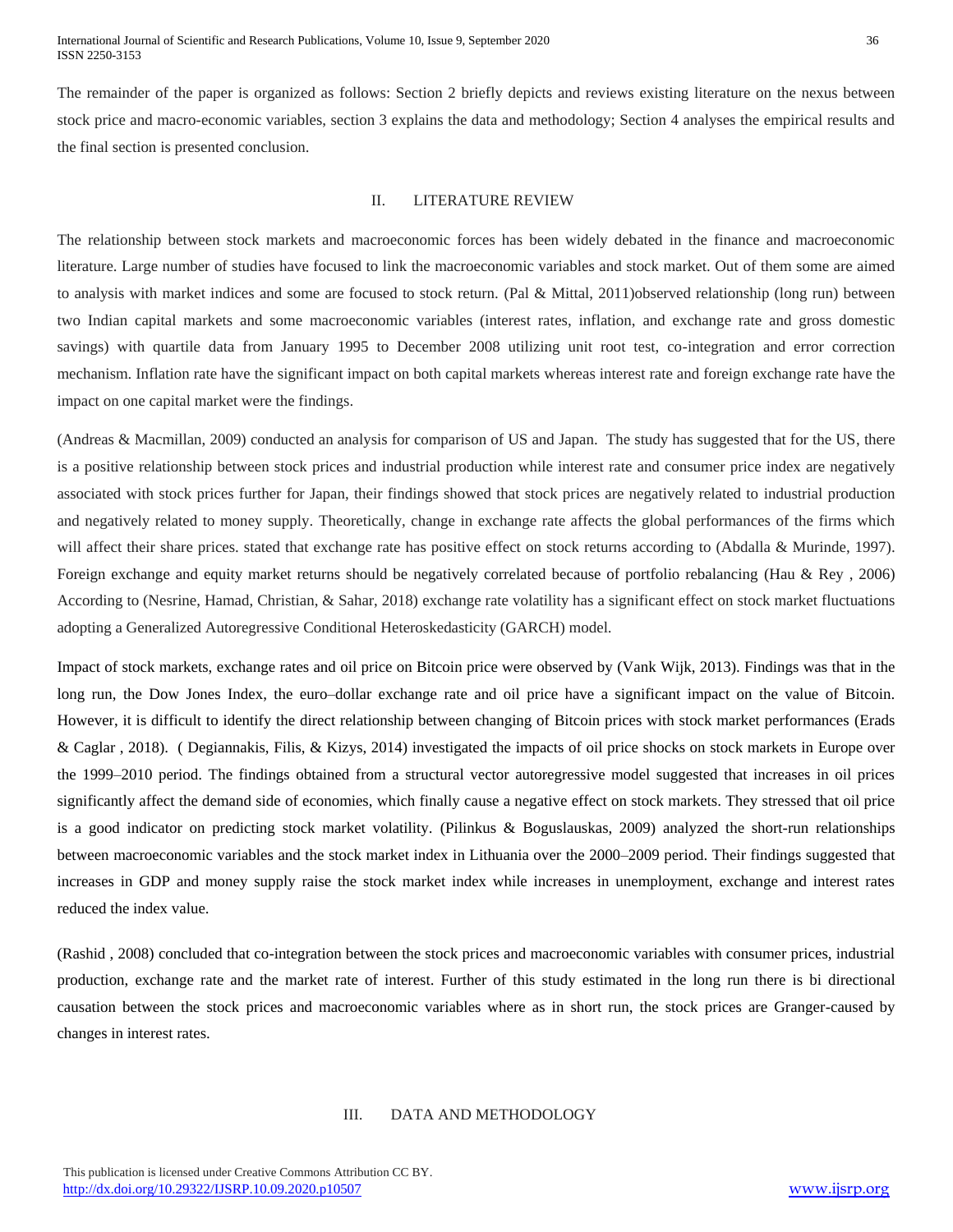The remainder of the paper is organized as follows: Section 2 briefly depicts and reviews existing literature on the nexus between stock price and macro-economic variables, section 3 explains the data and methodology; Section 4 analyses the empirical results and the final section is presented conclusion.

## II. LITERATURE REVIEW

The relationship between stock markets and macroeconomic forces has been widely debated in the finance and macroeconomic literature. Large number of studies have focused to link the macroeconomic variables and stock market. Out of them some are aimed to analysis with market indices and some are focused to stock return. (Pal & Mittal, 2011)observed relationship (long run) between two Indian capital markets and some macroeconomic variables (interest rates, inflation, and exchange rate and gross domestic savings) with quartile data from January 1995 to December 2008 utilizing unit root test, co-integration and error correction mechanism. Inflation rate have the significant impact on both capital markets whereas interest rate and foreign exchange rate have the impact on one capital market were the findings.

(Andreas & Macmillan, 2009) conducted an analysis for comparison of US and Japan. The study has suggested that for the US, there is a positive relationship between stock prices and industrial production while interest rate and consumer price index are negatively associated with stock prices further for Japan, their findings showed that stock prices are negatively related to industrial production and negatively related to money supply. Theoretically, change in exchange rate affects the global performances of the firms which will affect their share prices. stated that exchange rate has positive effect on stock returns according to (Abdalla & Murinde, 1997). Foreign exchange and equity market returns should be negatively correlated because of portfolio rebalancing (Hau & Rey , 2006) According to (Nesrine, Hamad, Christian, & Sahar, 2018) exchange rate volatility has a significant effect on stock market fluctuations adopting a Generalized Autoregressive Conditional Heteroskedasticity (GARCH) model.

Impact of stock markets, exchange rates and oil price on Bitcoin price were observed by (Vank Wijk, 2013). Findings was that in the long run, the Dow Jones Index, the euro–dollar exchange rate and oil price have a significant impact on the value of Bitcoin. However, it is difficult to identify the direct relationship between changing of Bitcoin prices with stock market performances (Erads & Caglar , 2018). ( Degiannakis, Filis, & Kizys, 2014) investigated the impacts of oil price shocks on stock markets in Europe over the 1999–2010 period. The findings obtained from a structural vector autoregressive model suggested that increases in oil prices significantly affect the demand side of economies, which finally cause a negative effect on stock markets. They stressed that oil price is a good indicator on predicting stock market volatility. (Pilinkus & Boguslauskas, 2009) analyzed the short-run relationships between macroeconomic variables and the stock market index in Lithuania over the 2000–2009 period. Their findings suggested that increases in GDP and money supply raise the stock market index while increases in unemployment, exchange and interest rates reduced the index value.

(Rashid , 2008) concluded that co-integration between the stock prices and macroeconomic variables with consumer prices, industrial production, exchange rate and the market rate of interest. Further of this study estimated in the long run there is bi directional causation between the stock prices and macroeconomic variables where as in short run, the stock prices are Granger-caused by changes in interest rates.

## III. DATA AND METHODOLOGY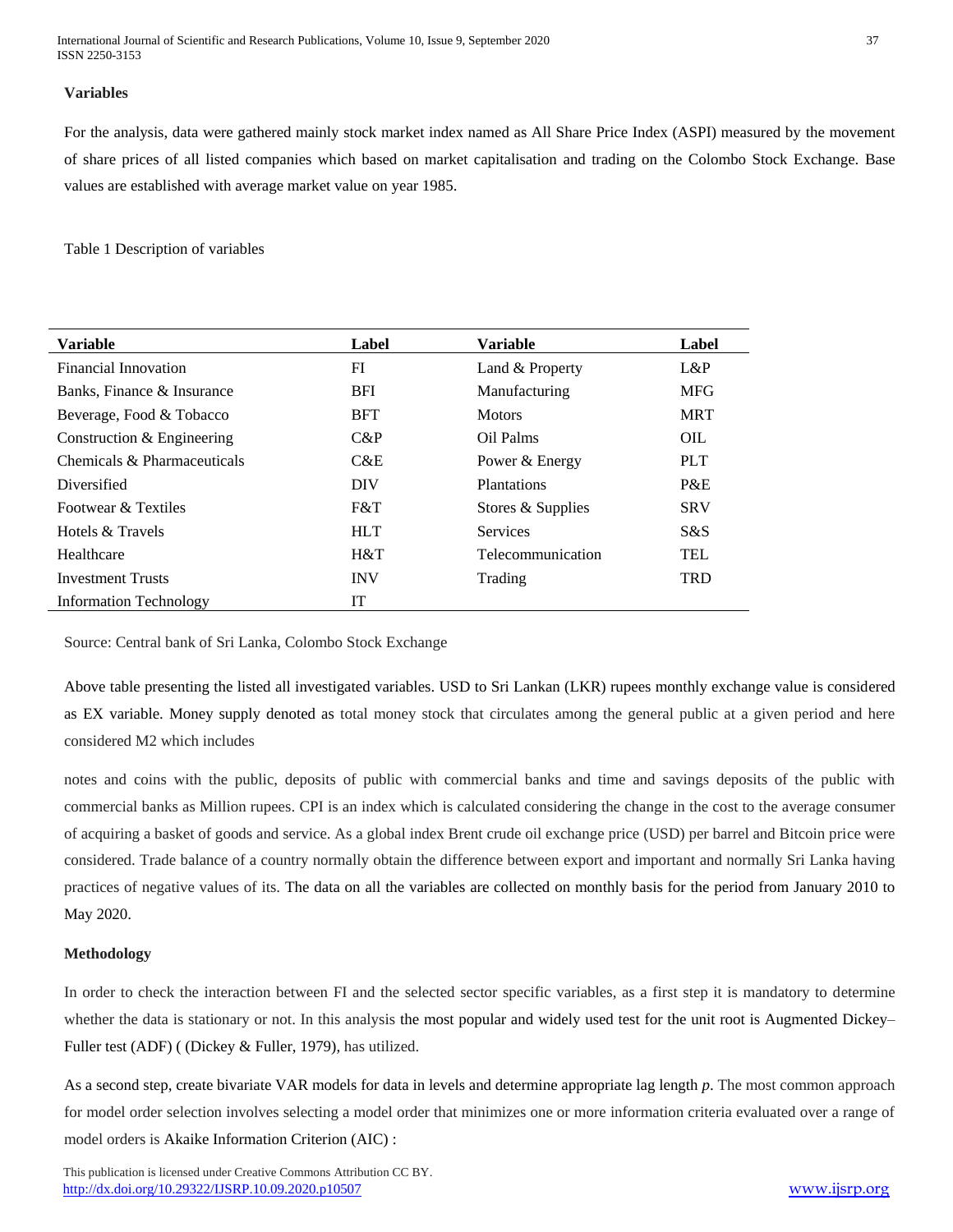**Variables**

For the analysis, data were gathered mainly stock market index named as All Share Price Index (ASPI) measured by the movement of share prices of all listed companies which based on market capitalisation and trading on the Colombo Stock Exchange. Base values are established with average market value on year 1985.

Table 1 Description of variables

| Variable | Label | Variable | Label |
|---|---|---|---|
| Financial Innovation | FI | Land & Property | L&P |
| Banks, Finance & Insurance | BFI | Manufacturing | MFG |
| Beverage, Food & Tobacco | BFT | Motors | MRT |
| Construction & Engineering | C&P | Oil Palms | OIL |
| Chemicals & Pharmaceuticals | C&E | Power & Energy | PLT |
| Diversified | DIV | Plantations | P&E |
| Footwear & Textiles | F&T | Stores & Supplies | SRV |
| Hotels & Travels | HLT | Services | S&S |
| Healthcare | H&T | Telecommunication | TEL |
| Investment Trusts | INV | Trading | TRD |
| Information Technology | IT | | |

Source: Central bank of Sri Lanka, Colombo Stock Exchange

Above table presenting the listed all investigated variables. USD to Sri Lankan (LKR) rupees monthly exchange value is considered as EX variable. Money supply denoted as total money stock that circulates among the general public at a given period and here considered M2 which includes

notes and coins with the public, deposits of public with commercial banks and time and savings deposits of the public with commercial banks as Million rupees. CPI is an index which is calculated considering the change in the cost to the average consumer of acquiring a basket of goods and service. As a global index Brent crude oil exchange price (USD) per barrel and Bitcoin price were considered. Trade balance of a country normally obtain the difference between export and important and normally Sri Lanka having practices of negative values of its. The data on all the variables are collected on monthly basis for the period from January 2010 to May 2020.

**Methodology**

In order to check the interaction between FI and the selected sector specific variables, as a first step it is mandatory to determine whether the data is stationary or not. In this analysis the most popular and widely used test for the unit root is Augmented Dickey–Fuller test (ADF) ( (Dickey & Fuller, 1979), has utilized.

As a second step, create bivariate VAR models for data in levels and determine appropriate lag length *p*. The most common approach for model order selection involves selecting a model order that minimizes one or more information criteria evaluated over a range of model orders is Akaike Information Criterion (AIC) :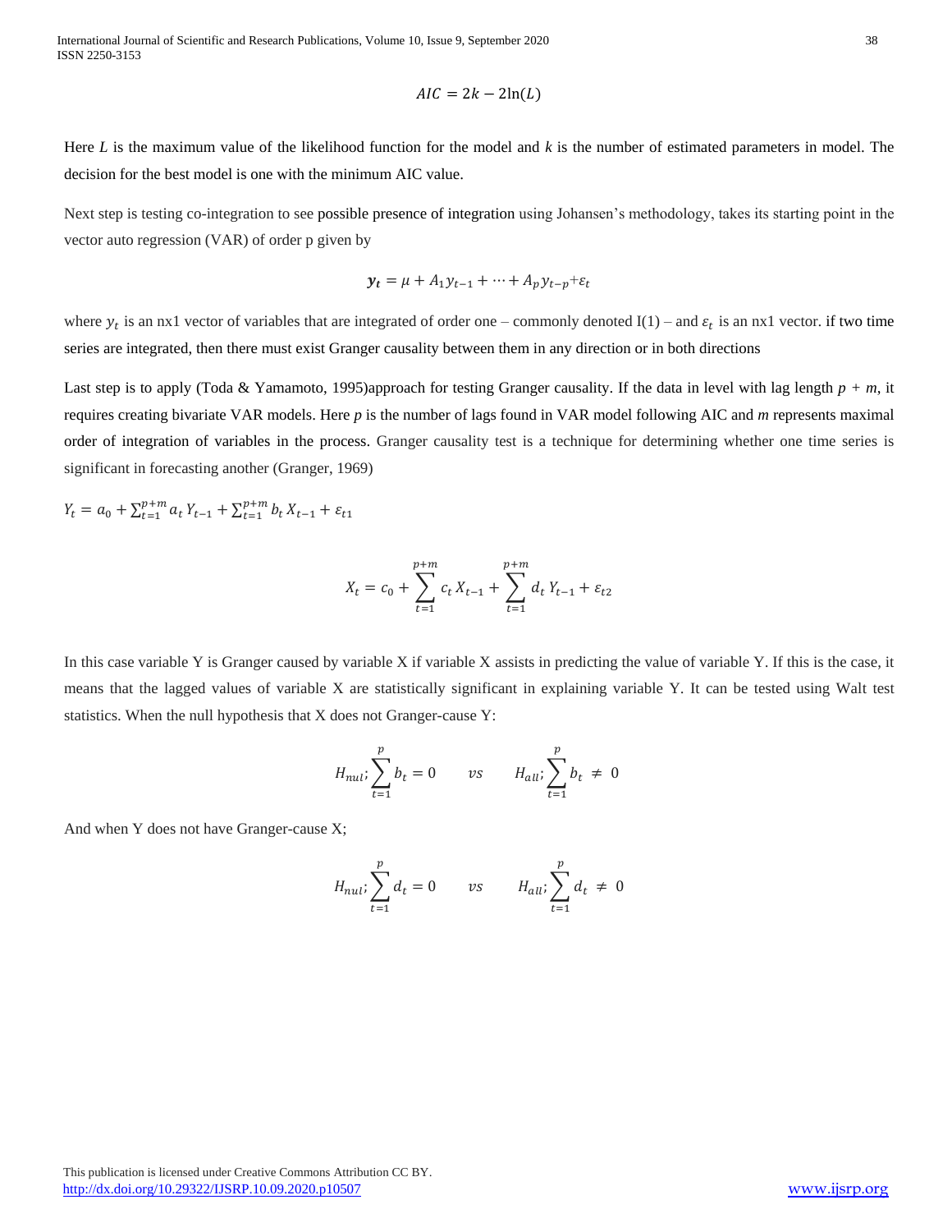$$AIC = 2k - 2\ln(L)$$

Here $L$ is the maximum value of the likelihood function for the model and $k$ is the number of estimated parameters in model. The decision for the best model is one with the minimum AIC value.

Next step is testing co-integration to see possible presence of integration using Johansen's methodology, takes its starting point in the vector auto regression (VAR) of order p given by

$$\boldsymbol{y_t} = \mu + A_1 y_{t-1} + \cdots + A_p y_{t-p} + \varepsilon_t$$

where $y_t$ is an nx1 vector of variables that are integrated of order one – commonly denoted I(1) – and $\varepsilon_t$ is an nx1 vector. if two time series are integrated, then there must exist Granger causality between them in any direction or in both directions

Last step is to apply (Toda & Yamamoto, 1995)approach for testing Granger causality. If the data in level with lag length $p + m$, it requires creating bivariate VAR models. Here $p$ is the number of lags found in VAR model following AIC and $m$ represents maximal order of integration of variables in the process. Granger causality test is a technique for determining whether one time series is significant in forecasting another (Granger, 1969)

$$Y_t = a_0 + \sum_{t=1}^{p+m} a_t Y_{t-1} + \sum_{t=1}^{p+m} b_t X_{t-1} + \varepsilon_{t1}$$

$$X_t = c_0 + \sum_{t=1}^{p+m} c_t X_{t-1} + \sum_{t=1}^{p+m} d_t Y_{t-1} + \varepsilon_{t2}$$

In this case variable Y is Granger caused by variable X if variable X assists in predicting the value of variable Y. If this is the case, it means that the lagged values of variable X are statistically significant in explaining variable Y. It can be tested using Walt test statistics. When the null hypothesis that X does not Granger-cause Y:

$$H_{nul}; \sum_{t=1}^{p} b_t = 0 \qquad vs \qquad H_{all}; \sum_{t=1}^{p} b_t \neq 0$$

And when Y does not have Granger-cause X;

$$H_{nul}; \sum_{t=1}^{p} d_t = 0 \qquad vs \qquad H_{all}; \sum_{t=1}^{p} d_t \neq 0$$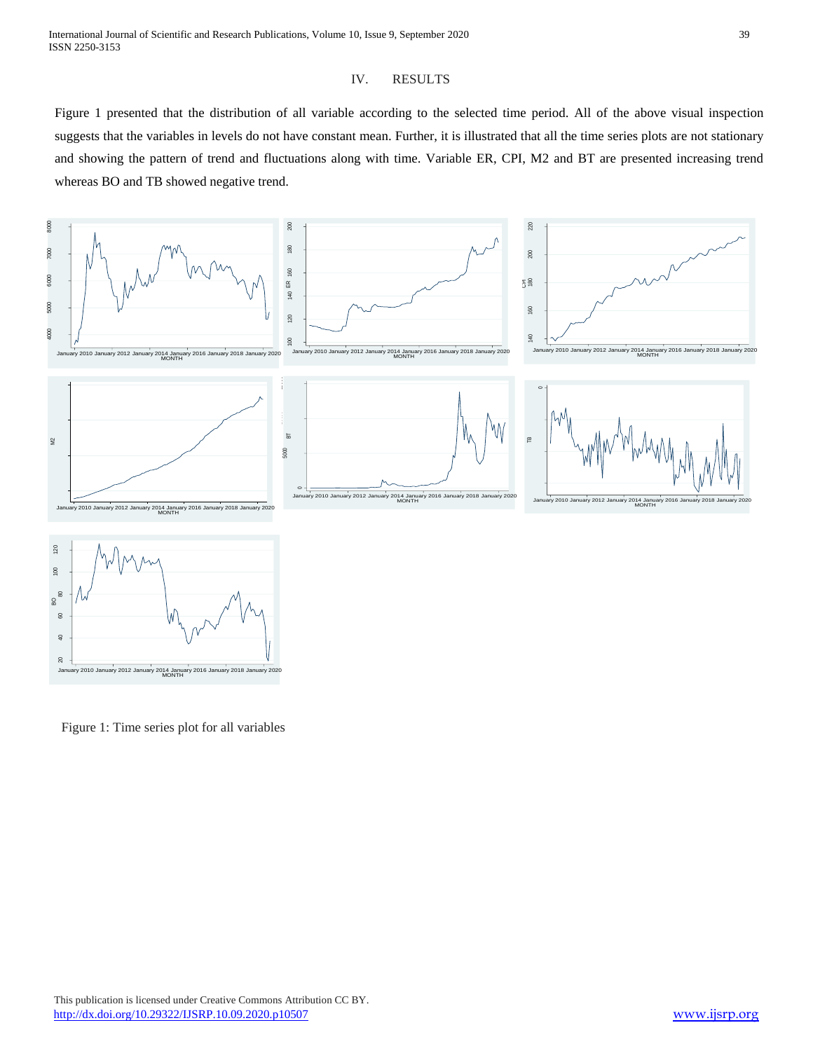## IV. RESULTS

Figure 1 presented that the distribution of all variable according to the selected time period. All of the above visual inspection suggests that the variables in levels do not have constant mean. Further, it is illustrated that all the time series plots are not stationary and showing the pattern of trend and fluctuations along with time. Variable ER, CPI, M2 and BT are presented increasing trend whereas BO and TB showed negative trend.

Figure 1: Time series plot for all variables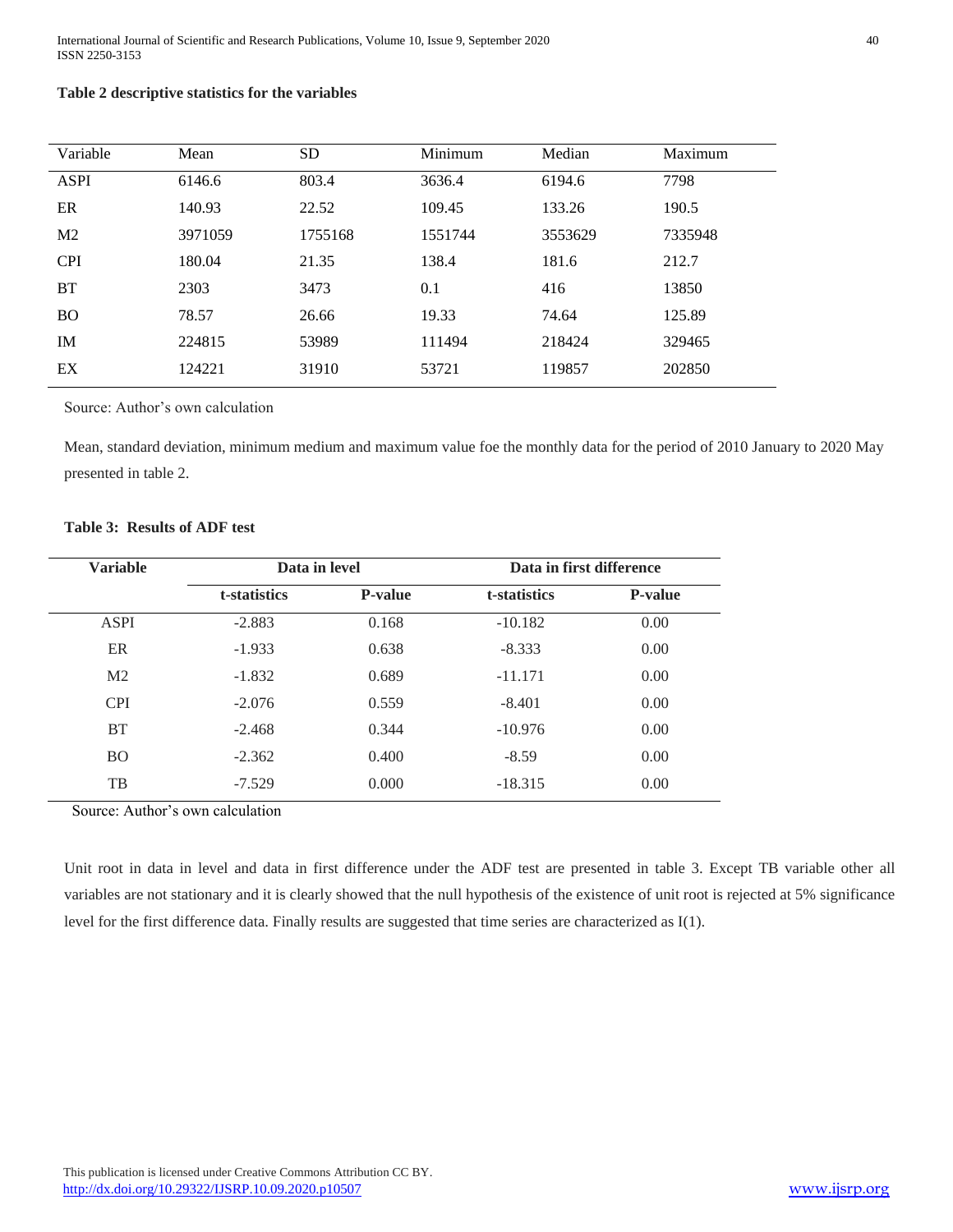**Table 2 descriptive statistics for the variables**

| Variable | Mean | SD | Minimum | Median | Maximum |
|---|---|---|---|---|---|
| ASPI | 6146.6 | 803.4 | 3636.4 | 6194.6 | 7798 |
| ER | 140.93 | 22.52 | 109.45 | 133.26 | 190.5 |
| M2 | 3971059 | 1755168 | 1551744 | 3553629 | 7335948 |
| CPI | 180.04 | 21.35 | 138.4 | 181.6 | 212.7 |
| BT | 2303 | 3473 | 0.1 | 416 | 13850 |
| BO | 78.57 | 26.66 | 19.33 | 74.64 | 125.89 |
| IM | 224815 | 53989 | 111494 | 218424 | 329465 |
| EX | 124221 | 31910 | 53721 | 119857 | 202850 |

Source: Author's own calculation

Mean, standard deviation, minimum medium and maximum value foe the monthly data for the period of 2010 January to 2020 May presented in table 2.

**Table 3: Results of ADF test**

| Variable | Data in level | | Data in first difference | |
|---|---|---|---|---|
| | t-statistics | P-value | t-statistics | P-value |
| ASPI | -2.883 | 0.168 | -10.182 | 0.00 |
| ER | -1.933 | 0.638 | -8.333 | 0.00 |
| M2 | -1.832 | 0.689 | -11.171 | 0.00 |
| CPI | -2.076 | 0.559 | -8.401 | 0.00 |
| BT | -2.468 | 0.344 | -10.976 | 0.00 |
| BO | -2.362 | 0.400 | -8.59 | 0.00 |
| TB | -7.529 | 0.000 | -18.315 | 0.00 |

Source: Author's own calculation

Unit root in data in level and data in first difference under the ADF test are presented in table 3. Except TB variable other all variables are not stationary and it is clearly showed that the null hypothesis of the existence of unit root is rejected at 5% significance level for the first difference data. Finally results are suggested that time series are characterized as I(1).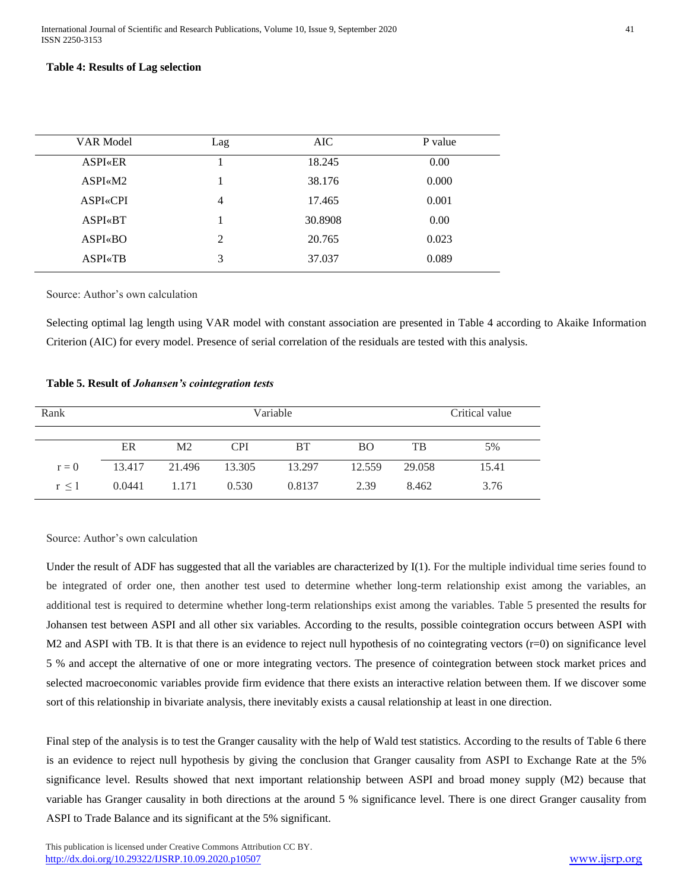**Table 4: Results of Lag selection**

| VAR Model | Lag | AIC | P value |
|---|---|---|---|
| ASPI«ER | 1 | 18.245 | 0.00 |
| ASPI«M2 | 1 | 38.176 | 0.000 |
| ASPI«CPI | 4 | 17.465 | 0.001 |
| ASPI«BT | 1 | 30.8908 | 0.00 |
| ASPI«BO | 2 | 20.765 | 0.023 |
| ASPI«TB | 3 | 37.037 | 0.089 |

Source: Author's own calculation

Selecting optimal lag length using VAR model with constant association are presented in Table 4 according to Akaike Information Criterion (AIC) for every model. Presence of serial correlation of the residuals are tested with this analysis.

**Table 5. Result of *Johansen's cointegration tests***

| Rank | Variable | | | | | | Critical value |
|---|---|---|---|---|---|---|---|
| | ER | M2 | CPI | BT | BO | TB | 5% |
| $r = 0$ | 13.417 | 21.496 | 13.305 | 13.297 | 12.559 | 29.058 | 15.41 |
| $r \leq 1$ | 0.0441 | 1.171 | 0.530 | 0.8137 | 2.39 | 8.462 | 3.76 |

Source: Author's own calculation

Under the result of ADF has suggested that all the variables are characterized by I(1). For the multiple individual time series found to be integrated of order one, then another test used to determine whether long-term relationship exist among the variables, an additional test is required to determine whether long-term relationships exist among the variables. Table 5 presented the results for Johansen test between ASPI and all other six variables. According to the results, possible cointegration occurs between ASPI with M2 and ASPI with TB. It is that there is an evidence to reject null hypothesis of no cointegrating vectors (r=0) on significance level 5 % and accept the alternative of one or more integrating vectors. The presence of cointegration between stock market prices and selected macroeconomic variables provide firm evidence that there exists an interactive relation between them. If we discover some sort of this relationship in bivariate analysis, there inevitably exists a causal relationship at least in one direction.

Final step of the analysis is to test the Granger causality with the help of Wald test statistics. According to the results of Table 6 there is an evidence to reject null hypothesis by giving the conclusion that Granger causality from ASPI to Exchange Rate at the 5% significance level. Results showed that next important relationship between ASPI and broad money supply (M2) because that variable has Granger causality in both directions at the around 5 % significance level. There is one direct Granger causality from ASPI to Trade Balance and its significant at the 5% significant.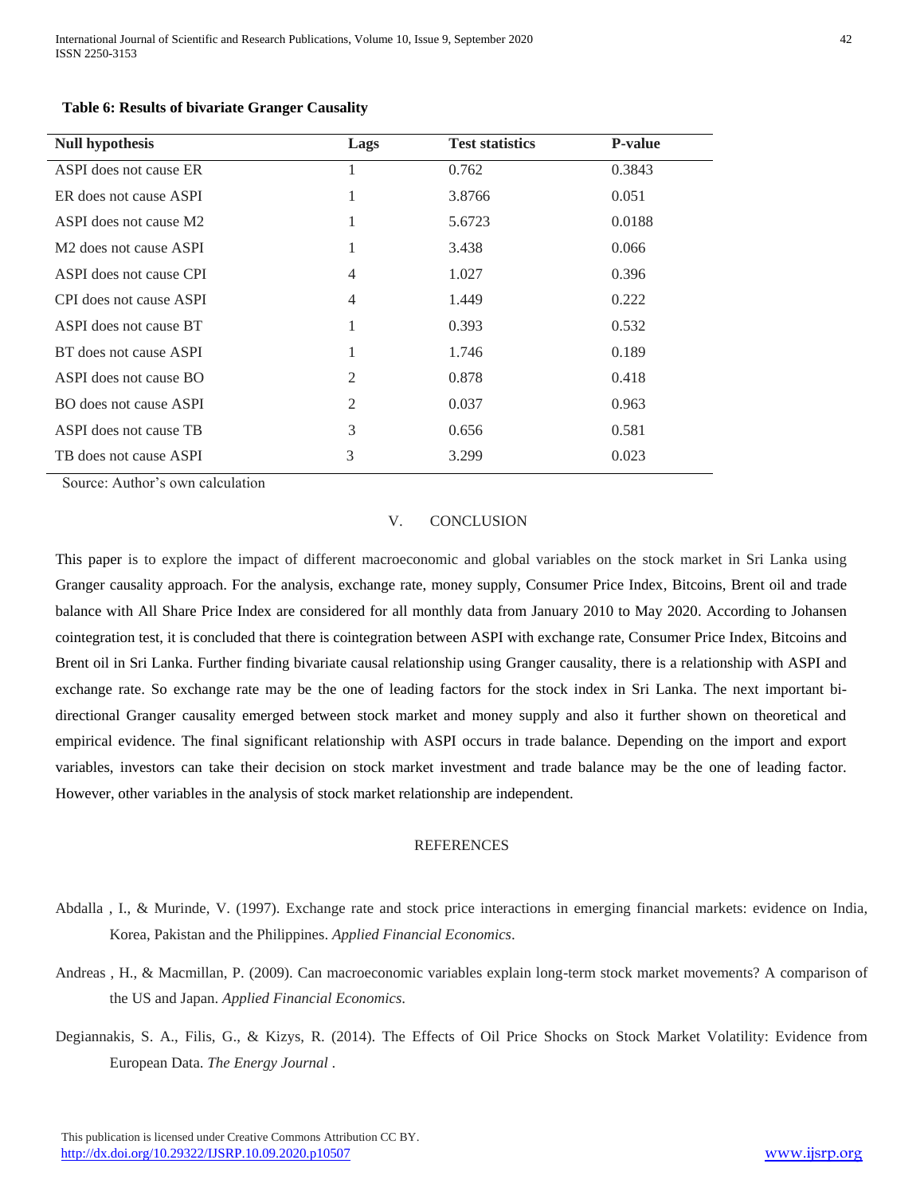**Table 6: Results of bivariate Granger Causality**

| Null hypothesis | Lags | Test statistics | P-value |
|---|---|---|---|
| ASPI does not cause ER | 1 | 0.762 | 0.3843 |
| ER does not cause ASPI | 1 | 3.8766 | 0.051 |
| ASPI does not cause M2 | 1 | 5.6723 | 0.0188 |
| M2 does not cause ASPI | 1 | 3.438 | 0.066 |
| ASPI does not cause CPI | 4 | 1.027 | 0.396 |
| CPI does not cause ASPI | 4 | 1.449 | 0.222 |
| ASPI does not cause BT | 1 | 0.393 | 0.532 |
| BT does not cause ASPI | 1 | 1.746 | 0.189 |
| ASPI does not cause BO | 2 | 0.878 | 0.418 |
| BO does not cause ASPI | 2 | 0.037 | 0.963 |
| ASPI does not cause TB | 3 | 0.656 | 0.581 |
| TB does not cause ASPI | 3 | 3.299 | 0.023 |

Source: Author's own calculation

## V. CONCLUSION

This paper is to explore the impact of different macroeconomic and global variables on the stock market in Sri Lanka using Granger causality approach. For the analysis, exchange rate, money supply, Consumer Price Index, Bitcoins, Brent oil and trade balance with All Share Price Index are considered for all monthly data from January 2010 to May 2020. According to Johansen cointegration test, it is concluded that there is cointegration between ASPI with exchange rate, Consumer Price Index, Bitcoins and Brent oil in Sri Lanka. Further finding bivariate causal relationship using Granger causality, there is a relationship with ASPI and exchange rate. So exchange rate may be the one of leading factors for the stock index in Sri Lanka. The next important bi-directional Granger causality emerged between stock market and money supply and also it further shown on theoretical and empirical evidence. The final significant relationship with ASPI occurs in trade balance. Depending on the import and export variables, investors can take their decision on stock market investment and trade balance may be the one of leading factor. However, other variables in the analysis of stock market relationship are independent.

## REFERENCES

Abdalla , I., & Murinde, V. (1997). Exchange rate and stock price interactions in emerging financial markets: evidence on India, Korea, Pakistan and the Philippines. *Applied Financial Economics*.

Andreas , H., & Macmillan, P. (2009). Can macroeconomic variables explain long-term stock market movements? A comparison of the US and Japan. *Applied Financial Economics*.

Degiannakis, S. A., Filis, G., & Kizys, R. (2014). The Effects of Oil Price Shocks on Stock Market Volatility: Evidence from European Data. *The Energy Journal* .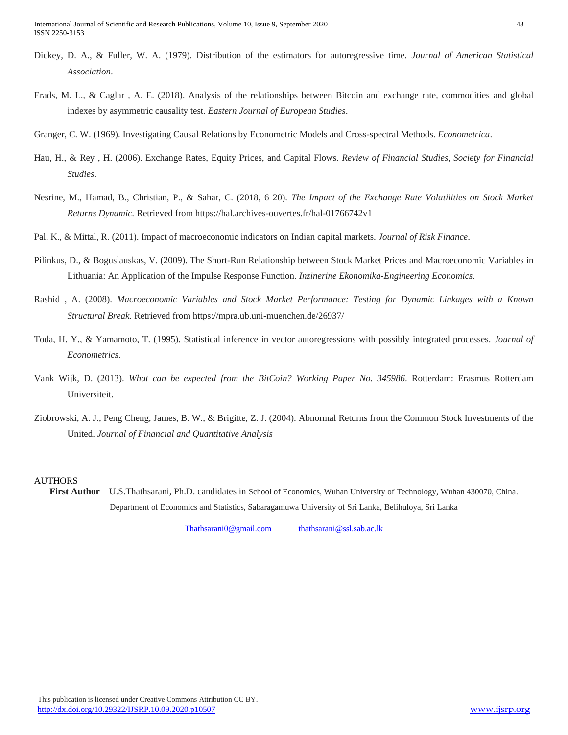Dickey, D. A., & Fuller, W. A. (1979). Distribution of the estimators for autoregressive time. *Journal of American Statistical Association*.

Erads, M. L., & Caglar , A. E. (2018). Analysis of the relationships between Bitcoin and exchange rate, commodities and global indexes by asymmetric causality test. *Eastern Journal of European Studies*.

Granger, C. W. (1969). Investigating Causal Relations by Econometric Models and Cross-spectral Methods. *Econometrica*.

Hau, H., & Rey , H. (2006). Exchange Rates, Equity Prices, and Capital Flows. *Review of Financial Studies, Society for Financial Studies*.

Nesrine, M., Hamad, B., Christian, P., & Sahar, C. (2018, 6 20). *The Impact of the Exchange Rate Volatilities on Stock Market Returns Dynamic.* Retrieved from https://hal.archives-ouvertes.fr/hal-01766742v1

Pal, K., & Mittal, R. (2011). Impact of macroeconomic indicators on Indian capital markets. *Journal of Risk Finance*.

Pilinkus, D., & Boguslauskas, V. (2009). The Short-Run Relationship between Stock Market Prices and Macroeconomic Variables in Lithuania: An Application of the Impulse Response Function. *Inzinerine Ekonomika-Engineering Economics*.

Rashid , A. (2008). *Macroeconomic Variables and Stock Market Performance: Testing for Dynamic Linkages with a Known Structural Break.* Retrieved from https://mpra.ub.uni-muenchen.de/26937/

Toda, H. Y., & Yamamoto, T. (1995). Statistical inference in vector autoregressions with possibly integrated processes. *Journal of Econometrics*.

Vank Wijk, D. (2013). *What can be expected from the BitCoin? Working Paper No. 345986*. Rotterdam: Erasmus Rotterdam Universiteit.

Ziobrowski, A. J., Peng Cheng, James, B. W., & Brigitte, Z. J. (2004). Abnormal Returns from the Common Stock Investments of the United. *Journal of Financial and Quantitative Analysis*

AUTHORS

**First Author** – U.S.Thathsarani, Ph.D. candidates in School of Economics, Wuhan University of Technology, Wuhan 430070, China. Department of Economics and Statistics, Sabaragamuwa University of Sri Lanka, Belihuloya, Sri Lanka

Thathsarani0@gmail.com thathsarani@ssl.sab.ac.lk

This publication is licensed under Creative Commons Attribution CC BY.
http://dx.doi.org/10.29322/IJSRP.10.09.2020.p10507